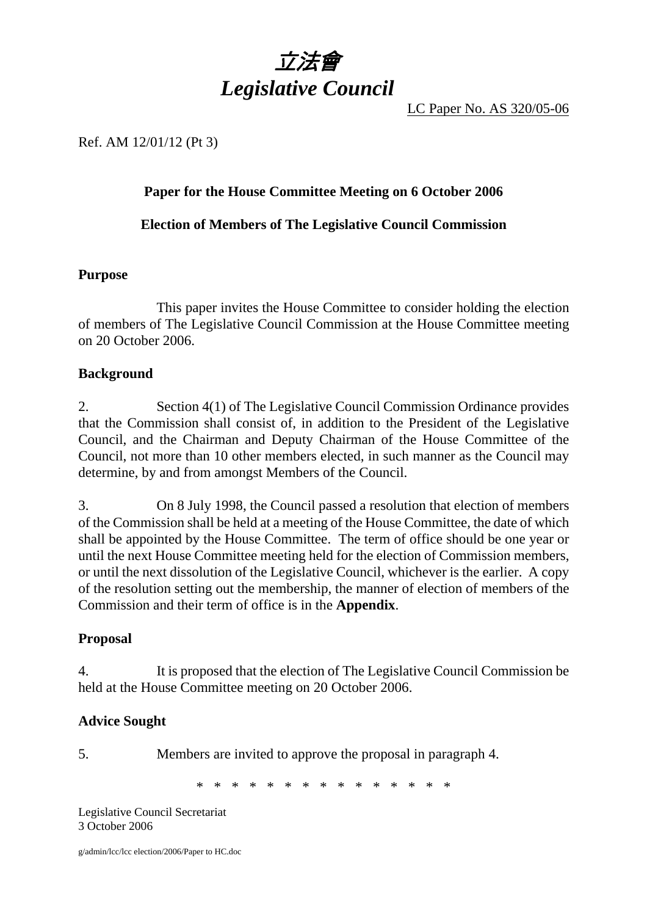# 立法會
# *Legislative Council*

LC Paper No. AS 320/05-06

Ref. AM 12/01/12 (Pt 3)

**Paper for the House Committee Meeting on 6 October 2006**

**Election of Members of The Legislative Council Commission**

**Purpose**

This paper invites the House Committee to consider holding the election of members of The Legislative Council Commission at the House Committee meeting on 20 October 2006.

**Background**

2. Section 4(1) of The Legislative Council Commission Ordinance provides that the Commission shall consist of, in addition to the President of the Legislative Council, and the Chairman and Deputy Chairman of the House Committee of the Council, not more than 10 other members elected, in such manner as the Council may determine, by and from amongst Members of the Council.

3. On 8 July 1998, the Council passed a resolution that election of members of the Commission shall be held at a meeting of the House Committee, the date of which shall be appointed by the House Committee. The term of office should be one year or until the next House Committee meeting held for the election of Commission members, or until the next dissolution of the Legislative Council, whichever is the earlier. A copy of the resolution setting out the membership, the manner of election of members of the Commission and their term of office is in the **Appendix**.

**Proposal**

4. It is proposed that the election of The Legislative Council Commission be held at the House Committee meeting on 20 October 2006.

**Advice Sought**

5. Members are invited to approve the proposal in paragraph 4.

\* \* \* \* \* \* \* \* \* \* \* \* \* \* \*

Legislative Council Secretariat
3 October 2006

g/admin/lcc/lcc election/2006/Paper to HC.doc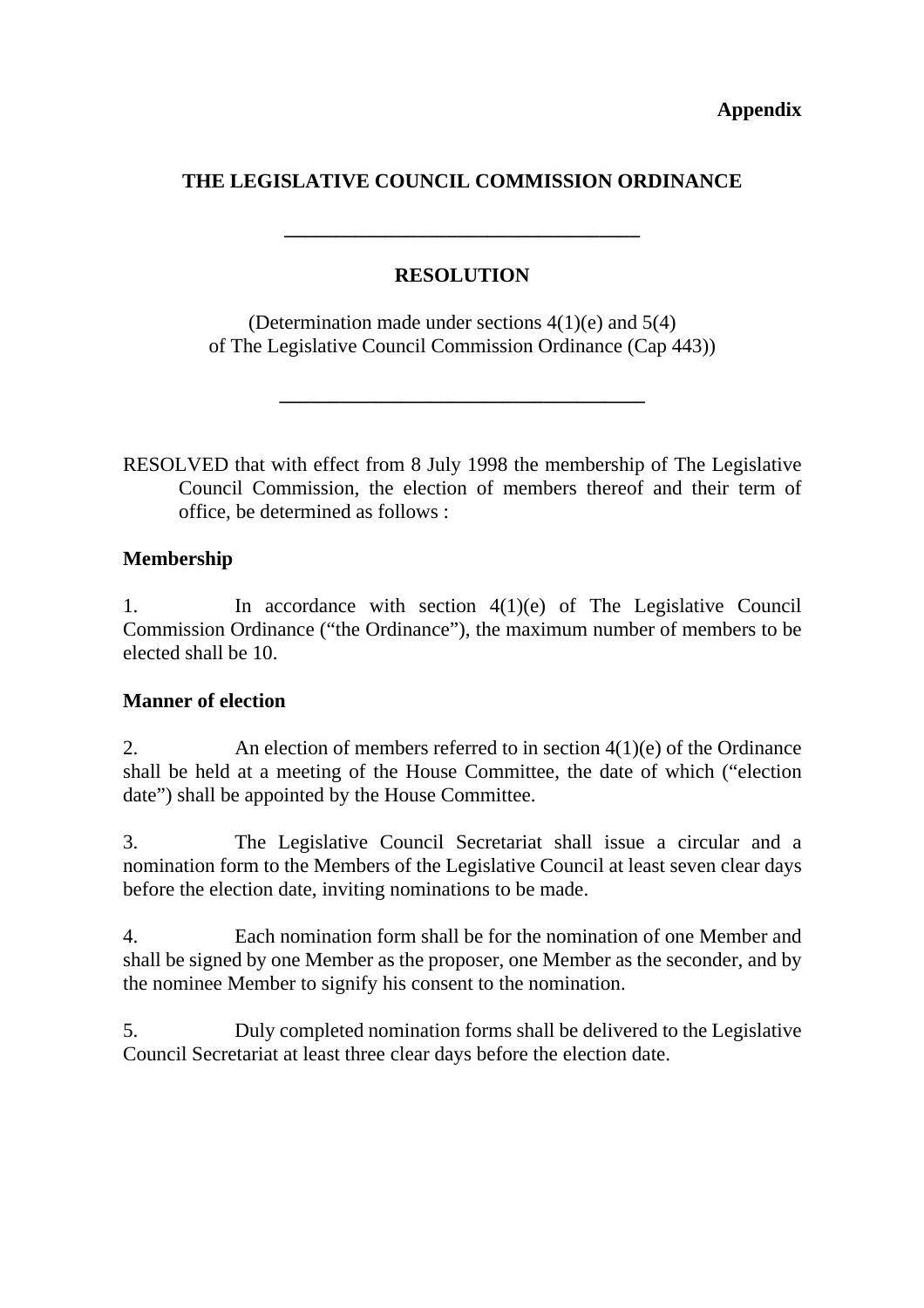**Appendix**

# THE LEGISLATIVE COUNCIL COMMISSION ORDINANCE

---

## RESOLUTION

(Determination made under sections 4(1)(e) and 5(4)
of The Legislative Council Commission Ordinance (Cap 443))

---

RESOLVED that with effect from 8 July 1998 the membership of The Legislative Council Commission, the election of members thereof and their term of office, be determined as follows :

**Membership**

1. In accordance with section 4(1)(e) of The Legislative Council Commission Ordinance ("the Ordinance"), the maximum number of members to be elected shall be 10.

**Manner of election**

2. An election of members referred to in section 4(1)(e) of the Ordinance shall be held at a meeting of the House Committee, the date of which ("election date") shall be appointed by the House Committee.

3. The Legislative Council Secretariat shall issue a circular and a nomination form to the Members of the Legislative Council at least seven clear days before the election date, inviting nominations to be made.

4. Each nomination form shall be for the nomination of one Member and shall be signed by one Member as the proposer, one Member as the seconder, and by the nominee Member to signify his consent to the nomination.

5. Duly completed nomination forms shall be delivered to the Legislative Council Secretariat at least three clear days before the election date.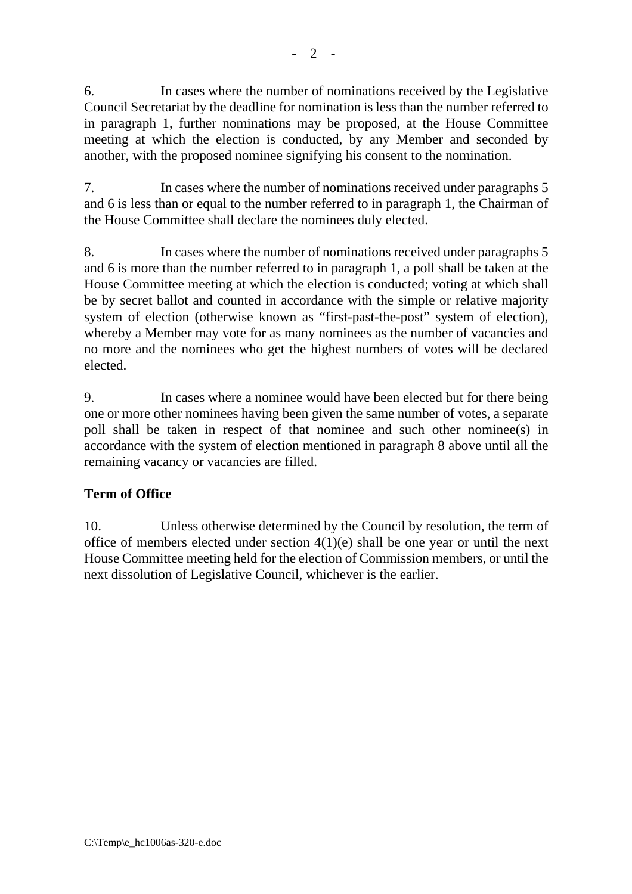6. In cases where the number of nominations received by the Legislative Council Secretariat by the deadline for nomination is less than the number referred to in paragraph 1, further nominations may be proposed, at the House Committee meeting at which the election is conducted, by any Member and seconded by another, with the proposed nominee signifying his consent to the nomination.

7. In cases where the number of nominations received under paragraphs 5 and 6 is less than or equal to the number referred to in paragraph 1, the Chairman of the House Committee shall declare the nominees duly elected.

8. In cases where the number of nominations received under paragraphs 5 and 6 is more than the number referred to in paragraph 1, a poll shall be taken at the House Committee meeting at which the election is conducted; voting at which shall be by secret ballot and counted in accordance with the simple or relative majority system of election (otherwise known as "first-past-the-post" system of election), whereby a Member may vote for as many nominees as the number of vacancies and no more and the nominees who get the highest numbers of votes will be declared elected.

9. In cases where a nominee would have been elected but for there being one or more other nominees having been given the same number of votes, a separate poll shall be taken in respect of that nominee and such other nominee(s) in accordance with the system of election mentioned in paragraph 8 above until all the remaining vacancy or vacancies are filled.

**Term of Office**

10. Unless otherwise determined by the Council by resolution, the term of office of members elected under section 4(1)(e) shall be one year or until the next House Committee meeting held for the election of Commission members, or until the next dissolution of Legislative Council, whichever is the earlier.